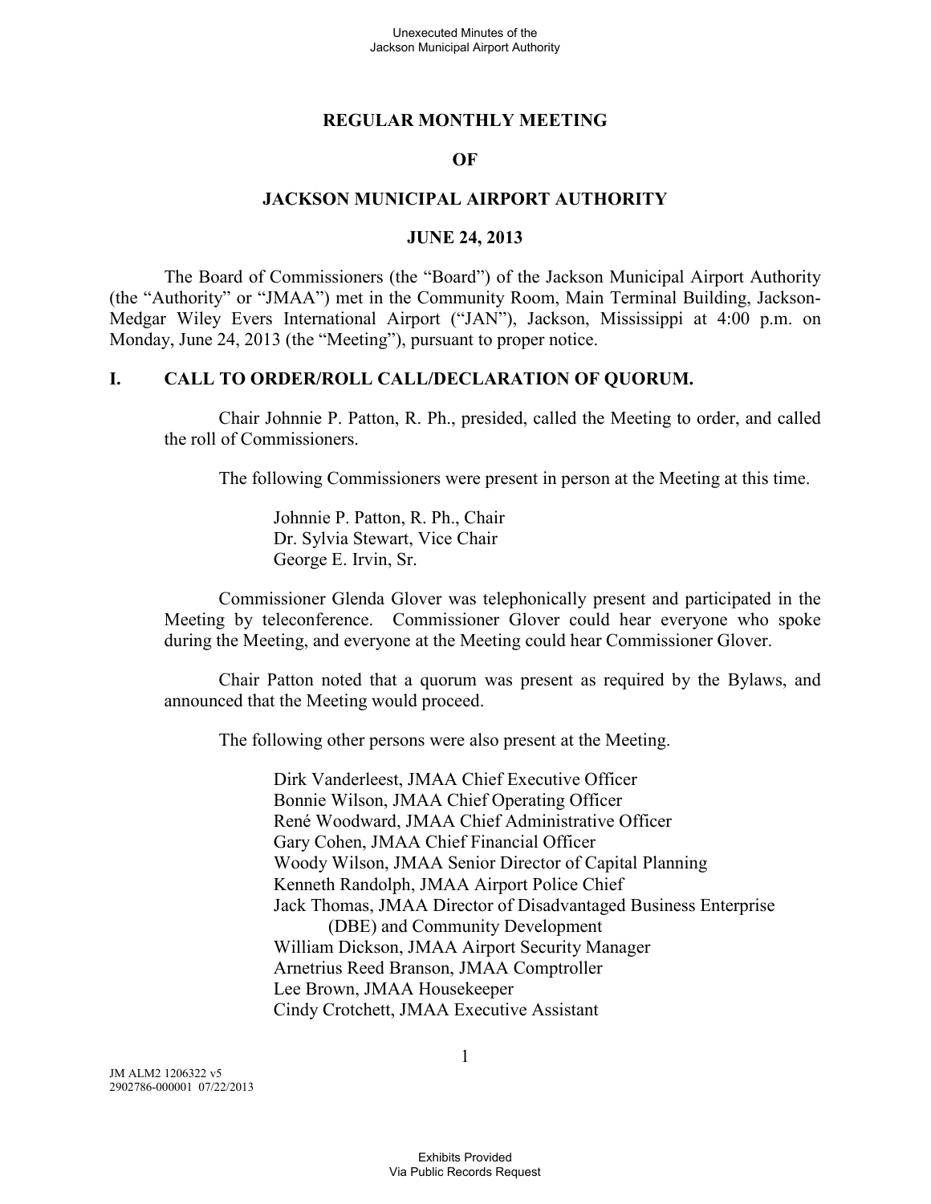# REGULAR MONTHLY MEETING

# OF

# JACKSON MUNICIPAL AIRPORT AUTHORITY

# JUNE 24, 2013

The Board of Commissioners (the "Board") of the Jackson Municipal Airport Authority (the "Authority" or "JMAA") met in the Community Room, Main Terminal Building, Jackson-Medgar Wiley Evers International Airport ("JAN"), Jackson, Mississippi at 4:00 p.m. on Monday, June 24, 2013 (the "Meeting"), pursuant to proper notice.

## I. CALL TO ORDER/ROLL CALL/DECLARATION OF QUORUM.

Chair Johnnie P. Patton, R. Ph., presided, called the Meeting to order, and called the roll of Commissioners.

The following Commissioners were present in person at the Meeting at this time.

Johnnie P. Patton, R. Ph., Chair
Dr. Sylvia Stewart, Vice Chair
George E. Irvin, Sr.

Commissioner Glenda Glover was telephonically present and participated in the Meeting by teleconference. Commissioner Glover could hear everyone who spoke during the Meeting, and everyone at the Meeting could hear Commissioner Glover.

Chair Patton noted that a quorum was present as required by the Bylaws, and announced that the Meeting would proceed.

The following other persons were also present at the Meeting.

Dirk Vanderleest, JMAA Chief Executive Officer
Bonnie Wilson, JMAA Chief Operating Officer
René Woodward, JMAA Chief Administrative Officer
Gary Cohen, JMAA Chief Financial Officer
Woody Wilson, JMAA Senior Director of Capital Planning
Kenneth Randolph, JMAA Airport Police Chief
Jack Thomas, JMAA Director of Disadvantaged Business Enterprise (DBE) and Community Development
William Dickson, JMAA Airport Security Manager
Arnetrius Reed Branson, JMAA Comptroller
Lee Brown, JMAA Housekeeper
Cindy Crotchett, JMAA Executive Assistant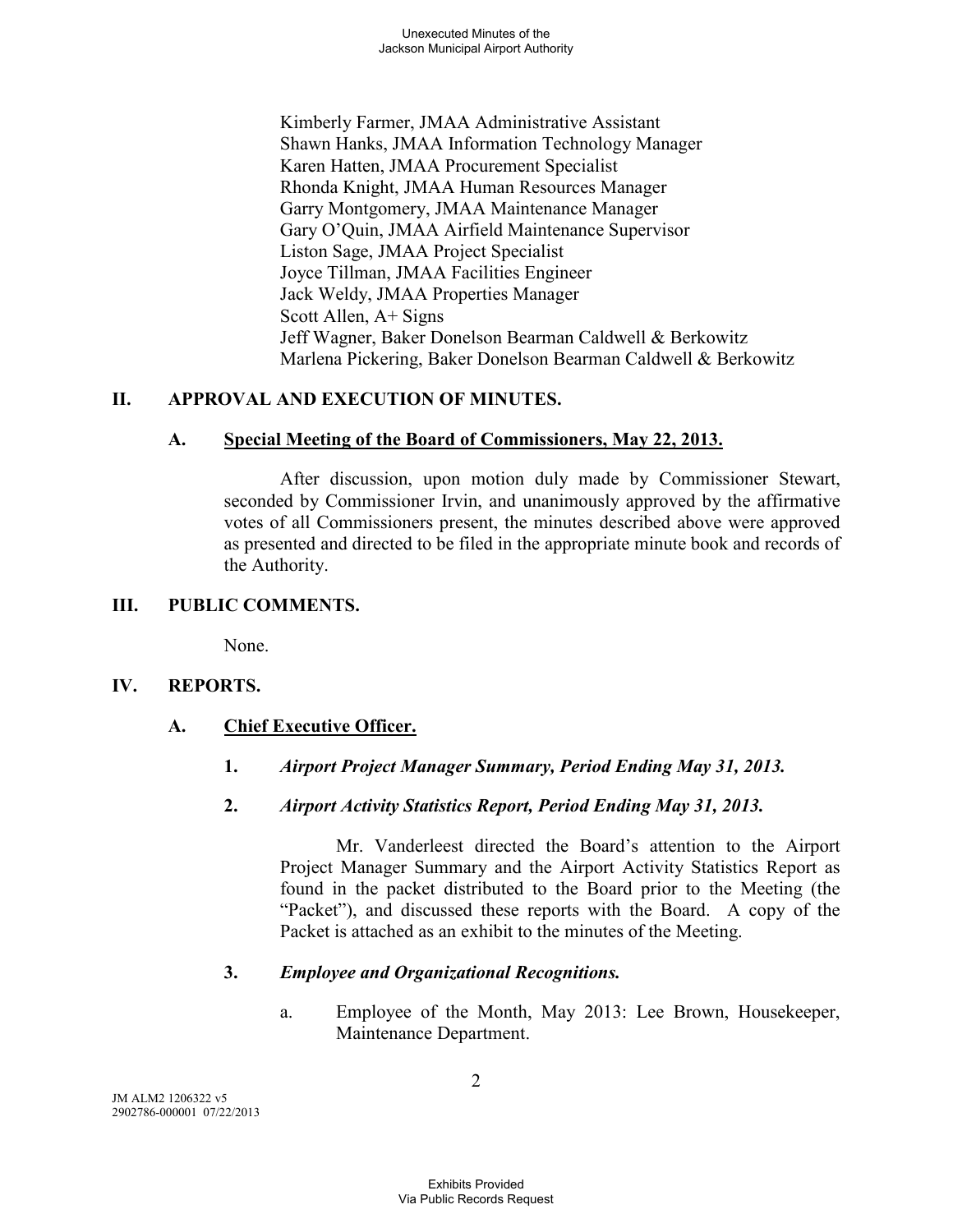Kimberly Farmer, JMAA Administrative Assistant
Shawn Hanks, JMAA Information Technology Manager
Karen Hatten, JMAA Procurement Specialist
Rhonda Knight, JMAA Human Resources Manager
Garry Montgomery, JMAA Maintenance Manager
Gary O'Quin, JMAA Airfield Maintenance Supervisor
Liston Sage, JMAA Project Specialist
Joyce Tillman, JMAA Facilities Engineer
Jack Weldy, JMAA Properties Manager
Scott Allen, A+ Signs
Jeff Wagner, Baker Donelson Bearman Caldwell & Berkowitz
Marlena Pickering, Baker Donelson Bearman Caldwell & Berkowitz

## II. APPROVAL AND EXECUTION OF MINUTES.

### A. Special Meeting of the Board of Commissioners, May 22, 2013.

After discussion, upon motion duly made by Commissioner Stewart, seconded by Commissioner Irvin, and unanimously approved by the affirmative votes of all Commissioners present, the minutes described above were approved as presented and directed to be filed in the appropriate minute book and records of the Authority.

## III. PUBLIC COMMENTS.

None.

## IV. REPORTS.

### A. Chief Executive Officer.

**1.** ***Airport Project Manager Summary, Period Ending May 31, 2013.***

**2.** ***Airport Activity Statistics Report, Period Ending May 31, 2013.***

Mr. Vanderleest directed the Board's attention to the Airport Project Manager Summary and the Airport Activity Statistics Report as found in the packet distributed to the Board prior to the Meeting (the "Packet"), and discussed these reports with the Board. A copy of the Packet is attached as an exhibit to the minutes of the Meeting.

**3.** ***Employee and Organizational Recognitions.***

a. Employee of the Month, May 2013: Lee Brown, Housekeeper, Maintenance Department.

JM ALM2 1206322 v5
2902786-000001 07/22/2013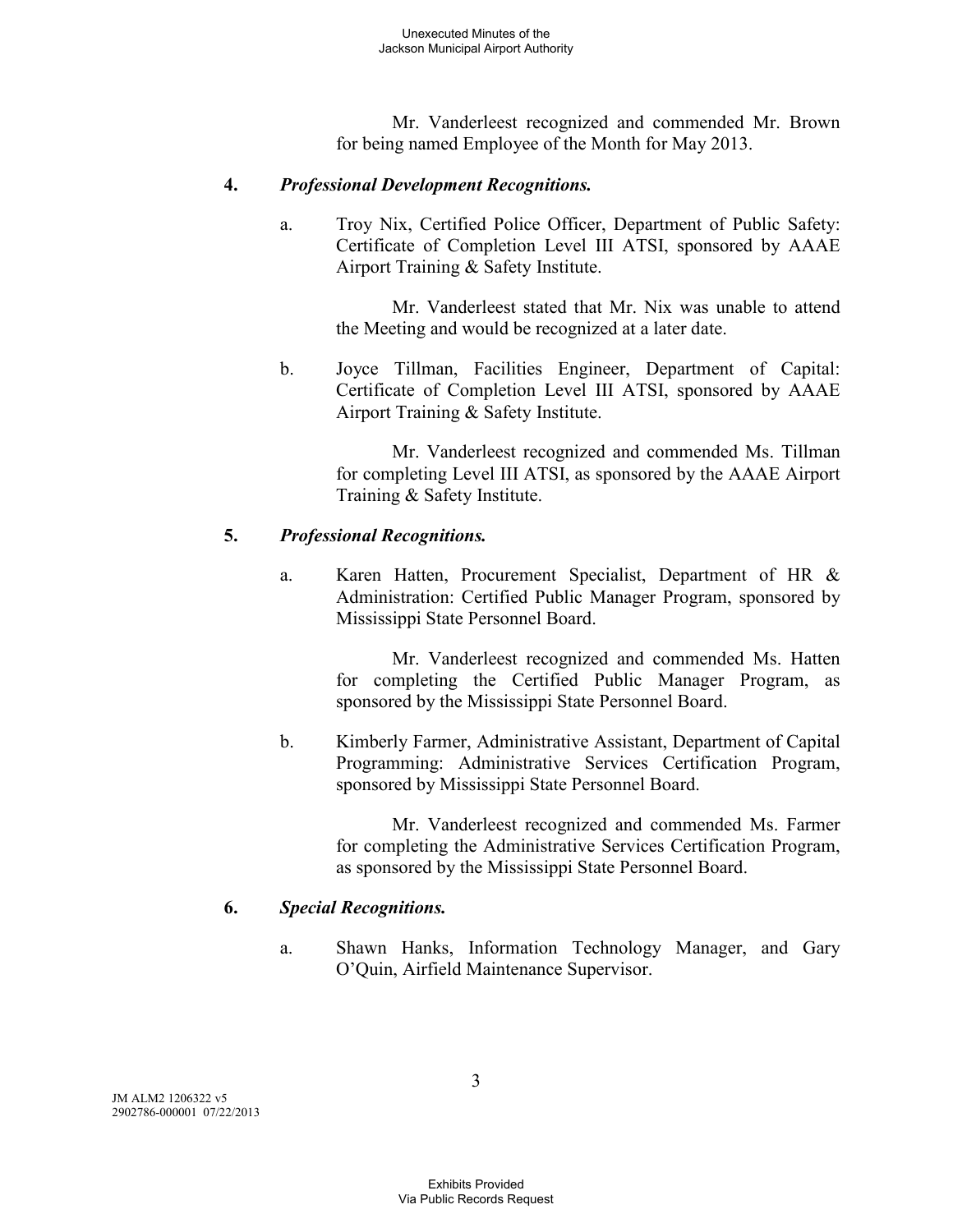Mr. Vanderleest recognized and commended Mr. Brown for being named Employee of the Month for May 2013.

**4.** ***Professional Development Recognitions.***

a. Troy Nix, Certified Police Officer, Department of Public Safety: Certificate of Completion Level III ATSI, sponsored by AAAE Airport Training & Safety Institute.

Mr. Vanderleest stated that Mr. Nix was unable to attend the Meeting and would be recognized at a later date.

b. Joyce Tillman, Facilities Engineer, Department of Capital: Certificate of Completion Level III ATSI, sponsored by AAAE Airport Training & Safety Institute.

Mr. Vanderleest recognized and commended Ms. Tillman for completing Level III ATSI, as sponsored by the AAAE Airport Training & Safety Institute.

**5.** ***Professional Recognitions.***

a. Karen Hatten, Procurement Specialist, Department of HR & Administration: Certified Public Manager Program, sponsored by Mississippi State Personnel Board.

Mr. Vanderleest recognized and commended Ms. Hatten for completing the Certified Public Manager Program, as sponsored by the Mississippi State Personnel Board.

b. Kimberly Farmer, Administrative Assistant, Department of Capital Programming: Administrative Services Certification Program, sponsored by Mississippi State Personnel Board.

Mr. Vanderleest recognized and commended Ms. Farmer for completing the Administrative Services Certification Program, as sponsored by the Mississippi State Personnel Board.

**6.** ***Special Recognitions.***

a. Shawn Hanks, Information Technology Manager, and Gary O'Quin, Airfield Maintenance Supervisor.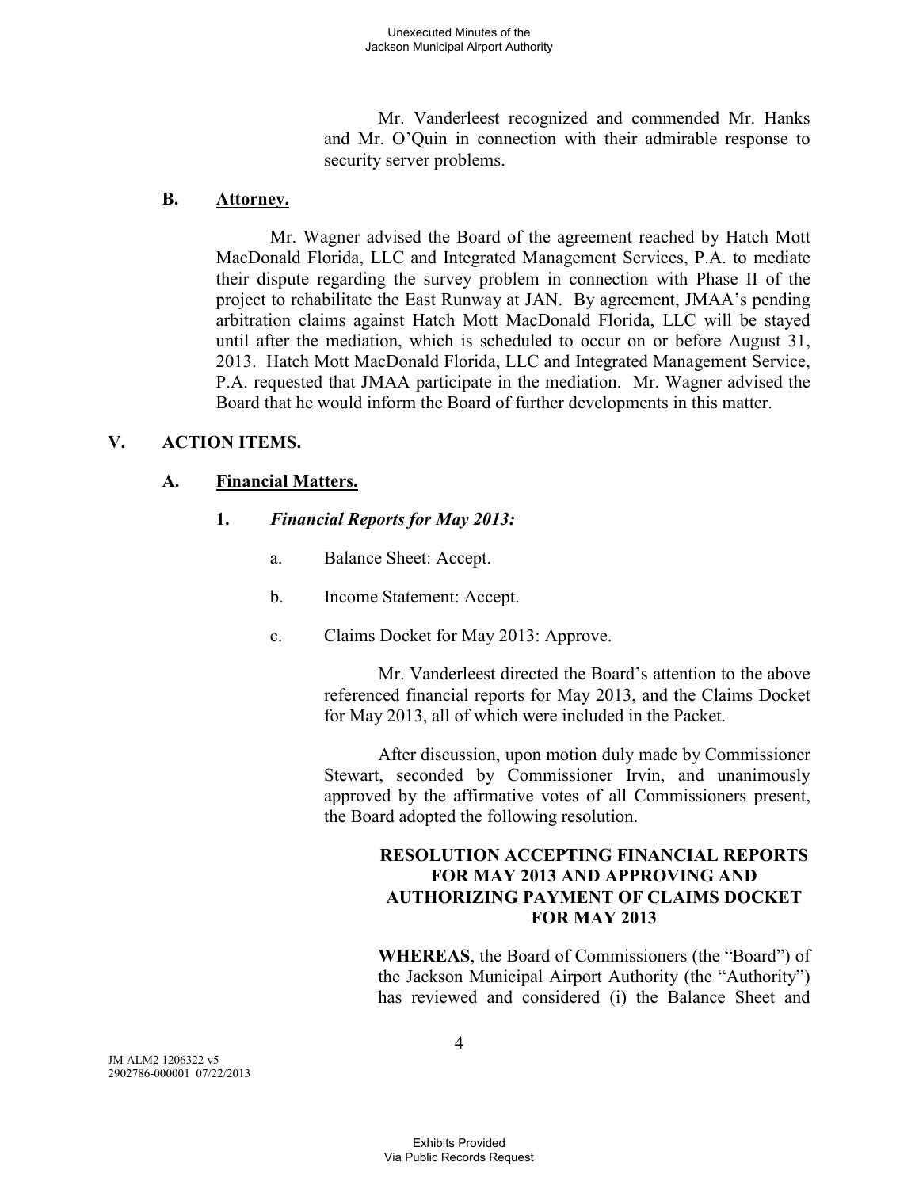Mr. Vanderleest recognized and commended Mr. Hanks and Mr. O'Quin in connection with their admirable response to security server problems.

### B. Attorney.

Mr. Wagner advised the Board of the agreement reached by Hatch Mott MacDonald Florida, LLC and Integrated Management Services, P.A. to mediate their dispute regarding the survey problem in connection with Phase II of the project to rehabilitate the East Runway at JAN. By agreement, JMAA's pending arbitration claims against Hatch Mott MacDonald Florida, LLC will be stayed until after the mediation, which is scheduled to occur on or before August 31, 2013. Hatch Mott MacDonald Florida, LLC and Integrated Management Service, P.A. requested that JMAA participate in the mediation. Mr. Wagner advised the Board that he would inform the Board of further developments in this matter.

## V. ACTION ITEMS.

### A. Financial Matters.

**1.** ***Financial Reports for May 2013:***

a. Balance Sheet: Accept.

b. Income Statement: Accept.

c. Claims Docket for May 2013: Approve.

Mr. Vanderleest directed the Board's attention to the above referenced financial reports for May 2013, and the Claims Docket for May 2013, all of which were included in the Packet.

After discussion, upon motion duly made by Commissioner Stewart, seconded by Commissioner Irvin, and unanimously approved by the affirmative votes of all Commissioners present, the Board adopted the following resolution.

**RESOLUTION ACCEPTING FINANCIAL REPORTS FOR MAY 2013 AND APPROVING AND AUTHORIZING PAYMENT OF CLAIMS DOCKET FOR MAY 2013**

**WHEREAS**, the Board of Commissioners (the "Board") of the Jackson Municipal Airport Authority (the "Authority") has reviewed and considered (i) the Balance Sheet and

JM ALM2 1206322 v5
2902786-000001 07/22/2013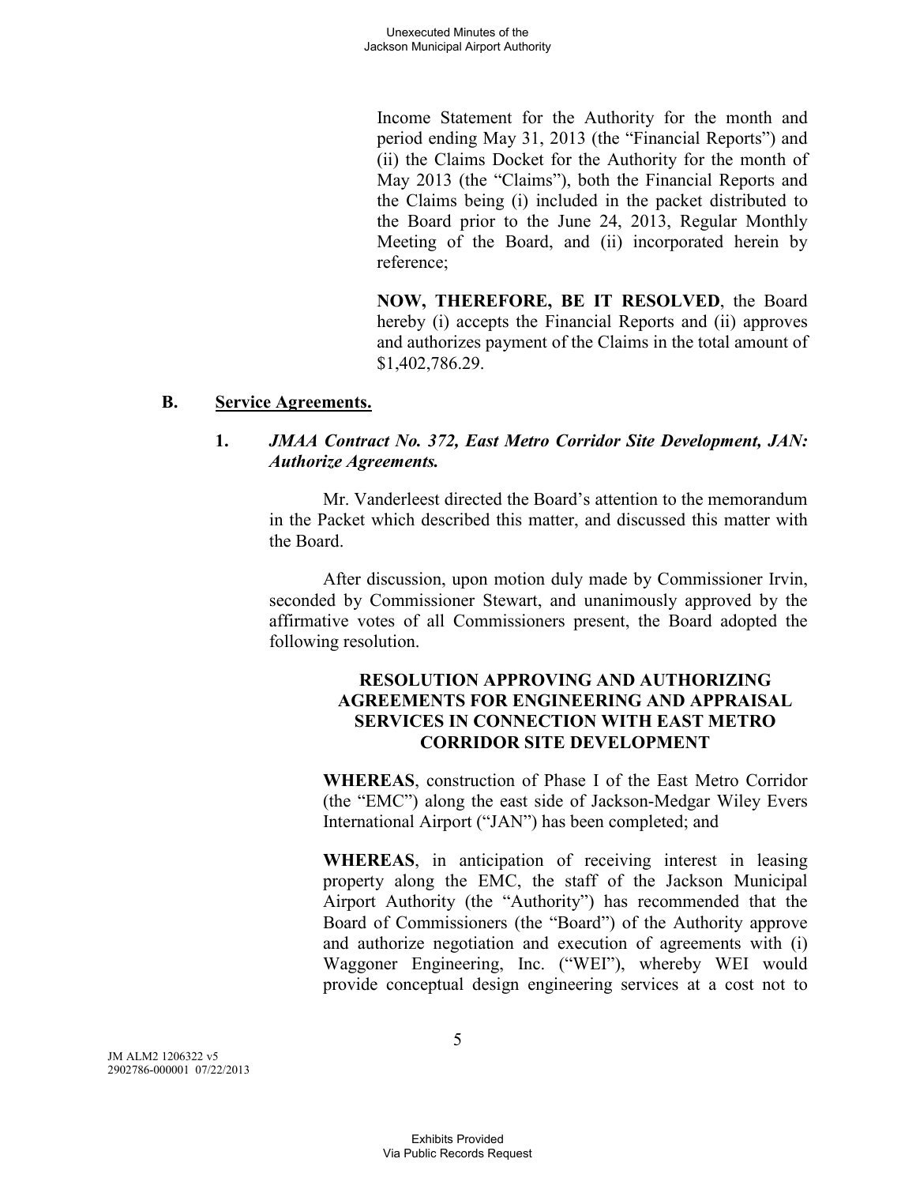Income Statement for the Authority for the month and period ending May 31, 2013 (the "Financial Reports") and (ii) the Claims Docket for the Authority for the month of May 2013 (the "Claims"), both the Financial Reports and the Claims being (i) included in the packet distributed to the Board prior to the June 24, 2013, Regular Monthly Meeting of the Board, and (ii) incorporated herein by reference;

**NOW, THEREFORE, BE IT RESOLVED**, the Board hereby (i) accepts the Financial Reports and (ii) approves and authorizes payment of the Claims in the total amount of $1,402,786.29.

## B. Service Agreements.

### 1. *JMAA Contract No. 372, East Metro Corridor Site Development, JAN: Authorize Agreements.*

Mr. Vanderleest directed the Board's attention to the memorandum in the Packet which described this matter, and discussed this matter with the Board.

After discussion, upon motion duly made by Commissioner Irvin, seconded by Commissioner Stewart, and unanimously approved by the affirmative votes of all Commissioners present, the Board adopted the following resolution.

**RESOLUTION APPROVING AND AUTHORIZING AGREEMENTS FOR ENGINEERING AND APPRAISAL SERVICES IN CONNECTION WITH EAST METRO CORRIDOR SITE DEVELOPMENT**

**WHEREAS**, construction of Phase I of the East Metro Corridor (the "EMC") along the east side of Jackson-Medgar Wiley Evers International Airport ("JAN") has been completed; and

**WHEREAS**, in anticipation of receiving interest in leasing property along the EMC, the staff of the Jackson Municipal Airport Authority (the "Authority") has recommended that the Board of Commissioners (the "Board") of the Authority approve and authorize negotiation and execution of agreements with (i) Waggoner Engineering, Inc. ("WEI"), whereby WEI would provide conceptual design engineering services at a cost not to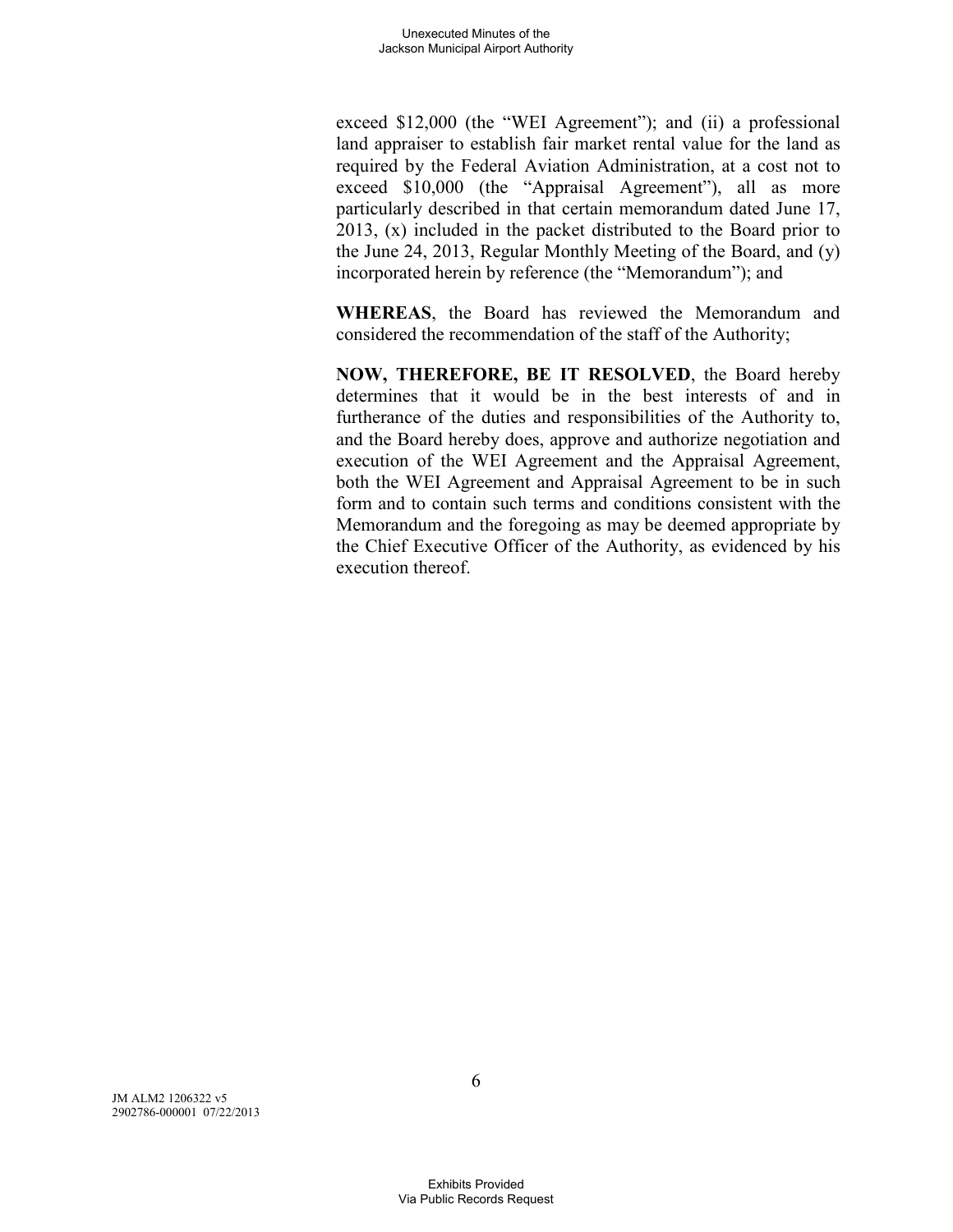exceed $12,000 (the "WEI Agreement"); and (ii) a professional land appraiser to establish fair market rental value for the land as required by the Federal Aviation Administration, at a cost not to exceed $10,000 (the "Appraisal Agreement"), all as more particularly described in that certain memorandum dated June 17, 2013, (x) included in the packet distributed to the Board prior to the June 24, 2013, Regular Monthly Meeting of the Board, and (y) incorporated herein by reference (the "Memorandum"); and

**WHEREAS**, the Board has reviewed the Memorandum and considered the recommendation of the staff of the Authority;

**NOW, THEREFORE, BE IT RESOLVED**, the Board hereby determines that it would be in the best interests of and in furtherance of the duties and responsibilities of the Authority to, and the Board hereby does, approve and authorize negotiation and execution of the WEI Agreement and the Appraisal Agreement, both the WEI Agreement and Appraisal Agreement to be in such form and to contain such terms and conditions consistent with the Memorandum and the foregoing as may be deemed appropriate by the Chief Executive Officer of the Authority, as evidenced by his execution thereof.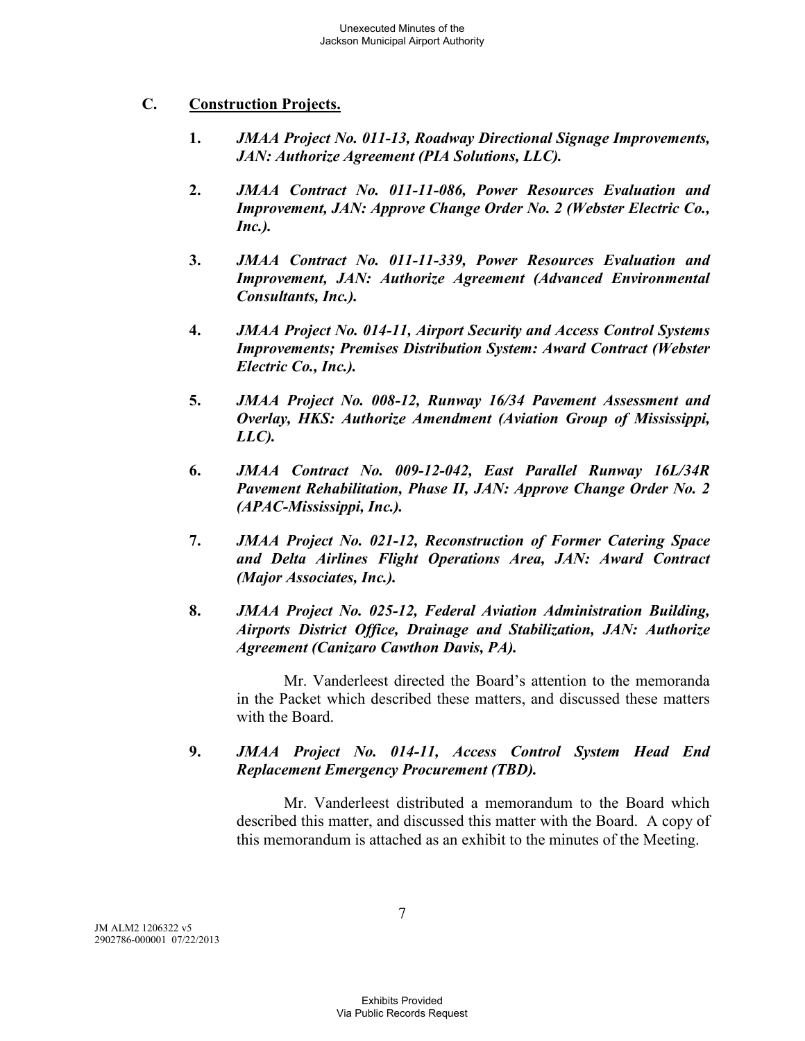### C. **Construction Projects.**

1. ***JMAA Project No. 011-13, Roadway Directional Signage Improvements, JAN: Authorize Agreement (PIA Solutions, LLC).***

2. ***JMAA Contract No. 011-11-086, Power Resources Evaluation and Improvement, JAN: Approve Change Order No. 2 (Webster Electric Co., Inc.).***

3. ***JMAA Contract No. 011-11-339, Power Resources Evaluation and Improvement, JAN: Authorize Agreement (Advanced Environmental Consultants, Inc.).***

4. ***JMAA Project No. 014-11, Airport Security and Access Control Systems Improvements; Premises Distribution System: Award Contract (Webster Electric Co., Inc.).***

5. ***JMAA Project No. 008-12, Runway 16/34 Pavement Assessment and Overlay, HKS: Authorize Amendment (Aviation Group of Mississippi, LLC).***

6. ***JMAA Contract No. 009-12-042, East Parallel Runway 16L/34R Pavement Rehabilitation, Phase II, JAN: Approve Change Order No. 2 (APAC-Mississippi, Inc.).***

7. ***JMAA Project No. 021-12, Reconstruction of Former Catering Space and Delta Airlines Flight Operations Area, JAN: Award Contract (Major Associates, Inc.).***

8. ***JMAA Project No. 025-12, Federal Aviation Administration Building, Airports District Office, Drainage and Stabilization, JAN: Authorize Agreement (Canizaro Cawthon Davis, PA).***

   Mr. Vanderleest directed the Board's attention to the memoranda in the Packet which described these matters, and discussed these matters with the Board.

9. ***JMAA Project No. 014-11, Access Control System Head End Replacement Emergency Procurement (TBD).***

   Mr. Vanderleest distributed a memorandum to the Board which described this matter, and discussed this matter with the Board. A copy of this memorandum is attached as an exhibit to the minutes of the Meeting.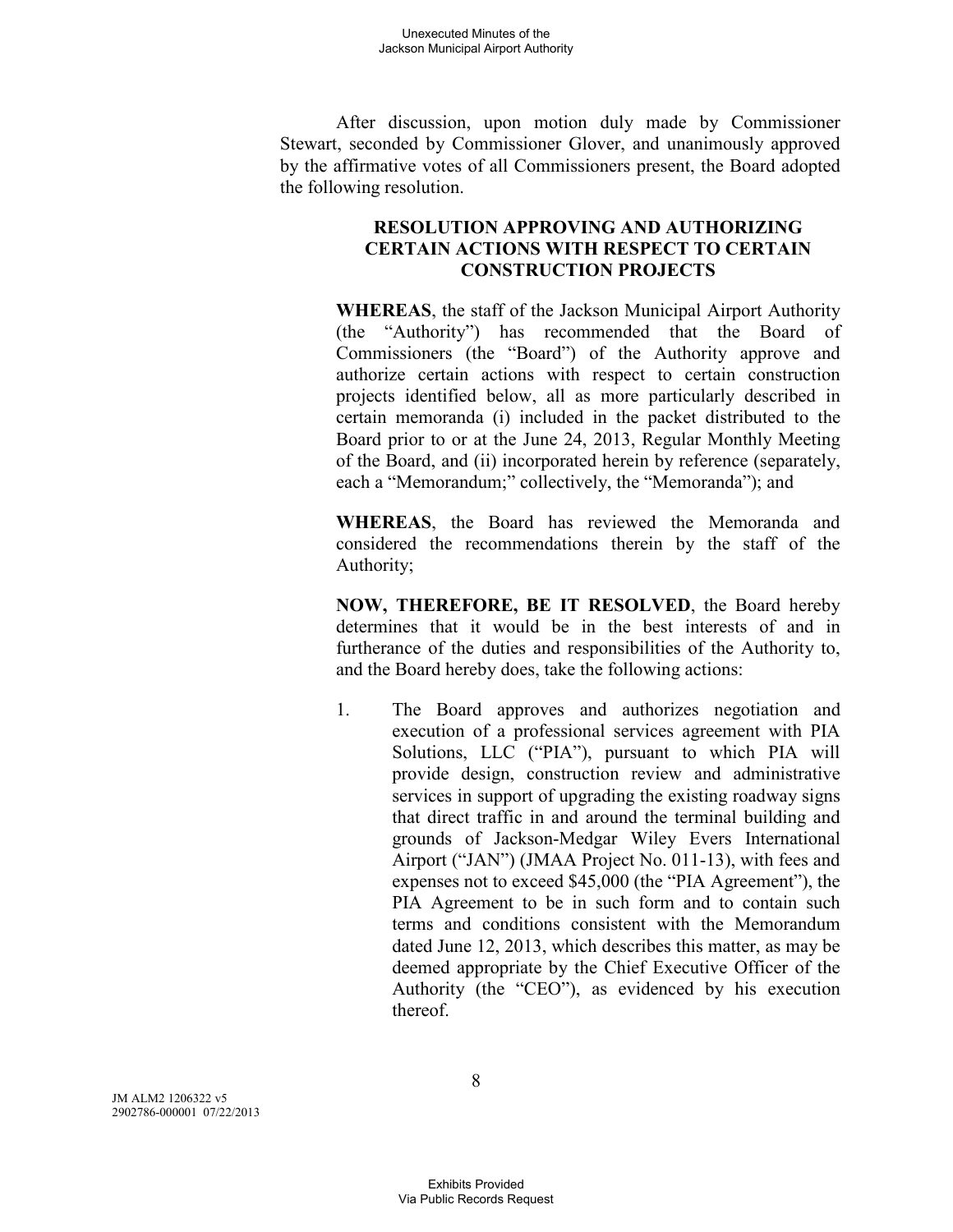After discussion, upon motion duly made by Commissioner Stewart, seconded by Commissioner Glover, and unanimously approved by the affirmative votes of all Commissioners present, the Board adopted the following resolution.

**RESOLUTION APPROVING AND AUTHORIZING CERTAIN ACTIONS WITH RESPECT TO CERTAIN CONSTRUCTION PROJECTS**

**WHEREAS**, the staff of the Jackson Municipal Airport Authority (the "Authority") has recommended that the Board of Commissioners (the "Board") of the Authority approve and authorize certain actions with respect to certain construction projects identified below, all as more particularly described in certain memoranda (i) included in the packet distributed to the Board prior to or at the June 24, 2013, Regular Monthly Meeting of the Board, and (ii) incorporated herein by reference (separately, each a "Memorandum;" collectively, the "Memoranda"); and

**WHEREAS**, the Board has reviewed the Memoranda and considered the recommendations therein by the staff of the Authority;

**NOW, THEREFORE, BE IT RESOLVED**, the Board hereby determines that it would be in the best interests of and in furtherance of the duties and responsibilities of the Authority to, and the Board hereby does, take the following actions:

1. The Board approves and authorizes negotiation and execution of a professional services agreement with PIA Solutions, LLC ("PIA"), pursuant to which PIA will provide design, construction review and administrative services in support of upgrading the existing roadway signs that direct traffic in and around the terminal building and grounds of Jackson-Medgar Wiley Evers International Airport ("JAN") (JMAA Project No. 011-13), with fees and expenses not to exceed $45,000 (the "PIA Agreement"), the PIA Agreement to be in such form and to contain such terms and conditions consistent with the Memorandum dated June 12, 2013, which describes this matter, as may be deemed appropriate by the Chief Executive Officer of the Authority (the "CEO"), as evidenced by his execution thereof.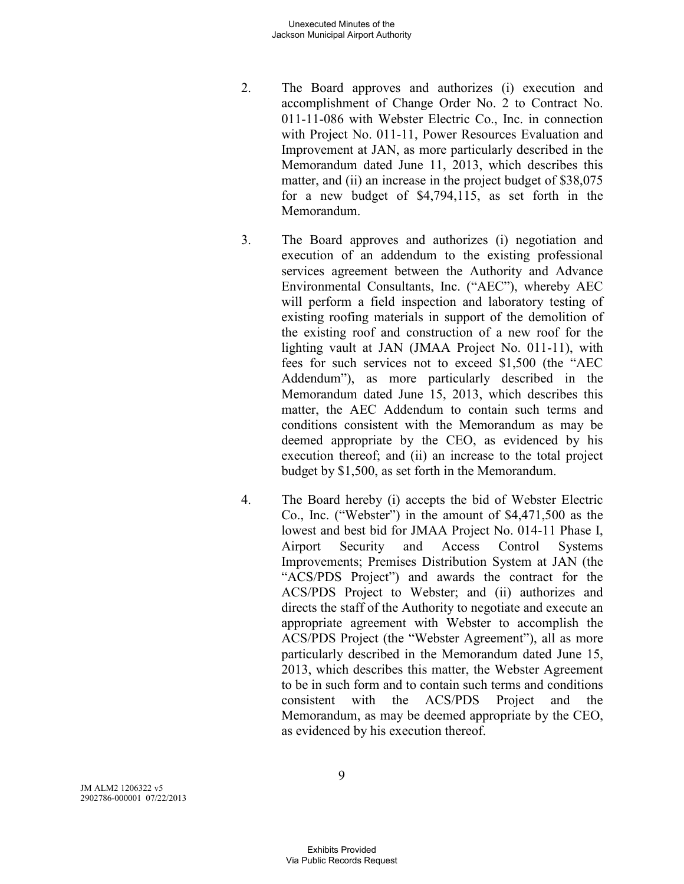2. The Board approves and authorizes (i) execution and accomplishment of Change Order No. 2 to Contract No. 011-11-086 with Webster Electric Co., Inc. in connection with Project No. 011-11, Power Resources Evaluation and Improvement at JAN, as more particularly described in the Memorandum dated June 11, 2013, which describes this matter, and (ii) an increase in the project budget of $38,075 for a new budget of $4,794,115, as set forth in the Memorandum.

3. The Board approves and authorizes (i) negotiation and execution of an addendum to the existing professional services agreement between the Authority and Advance Environmental Consultants, Inc. ("AEC"), whereby AEC will perform a field inspection and laboratory testing of existing roofing materials in support of the demolition of the existing roof and construction of a new roof for the lighting vault at JAN (JMAA Project No. 011-11), with fees for such services not to exceed $1,500 (the "AEC Addendum"), as more particularly described in the Memorandum dated June 15, 2013, which describes this matter, the AEC Addendum to contain such terms and conditions consistent with the Memorandum as may be deemed appropriate by the CEO, as evidenced by his execution thereof; and (ii) an increase to the total project budget by $1,500, as set forth in the Memorandum.

4. The Board hereby (i) accepts the bid of Webster Electric Co., Inc. ("Webster") in the amount of $4,471,500 as the lowest and best bid for JMAA Project No. 014-11 Phase I, Airport Security and Access Control Systems Improvements; Premises Distribution System at JAN (the "ACS/PDS Project") and awards the contract for the ACS/PDS Project to Webster; and (ii) authorizes and directs the staff of the Authority to negotiate and execute an appropriate agreement with Webster to accomplish the ACS/PDS Project (the "Webster Agreement"), all as more particularly described in the Memorandum dated June 15, 2013, which describes this matter, the Webster Agreement to be in such form and to contain such terms and conditions consistent with the ACS/PDS Project and the Memorandum, as may be deemed appropriate by the CEO, as evidenced by his execution thereof.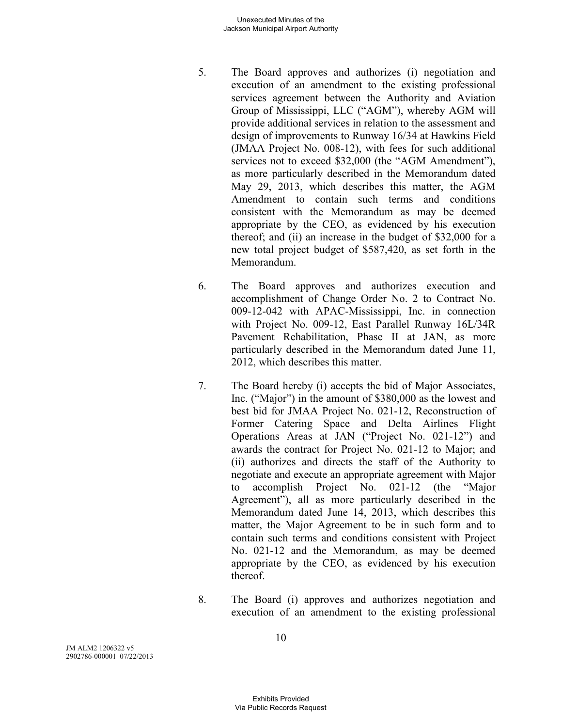5. The Board approves and authorizes (i) negotiation and execution of an amendment to the existing professional services agreement between the Authority and Aviation Group of Mississippi, LLC ("AGM"), whereby AGM will provide additional services in relation to the assessment and design of improvements to Runway 16/34 at Hawkins Field (JMAA Project No. 008-12), with fees for such additional services not to exceed $32,000 (the "AGM Amendment"), as more particularly described in the Memorandum dated May 29, 2013, which describes this matter, the AGM Amendment to contain such terms and conditions consistent with the Memorandum as may be deemed appropriate by the CEO, as evidenced by his execution thereof; and (ii) an increase in the budget of $32,000 for a new total project budget of $587,420, as set forth in the Memorandum.

6. The Board approves and authorizes execution and accomplishment of Change Order No. 2 to Contract No. 009-12-042 with APAC-Mississippi, Inc. in connection with Project No. 009-12, East Parallel Runway 16L/34R Pavement Rehabilitation, Phase II at JAN, as more particularly described in the Memorandum dated June 11, 2012, which describes this matter.

7. The Board hereby (i) accepts the bid of Major Associates, Inc. ("Major") in the amount of $380,000 as the lowest and best bid for JMAA Project No. 021-12, Reconstruction of Former Catering Space and Delta Airlines Flight Operations Areas at JAN ("Project No. 021-12") and awards the contract for Project No. 021-12 to Major; and (ii) authorizes and directs the staff of the Authority to negotiate and execute an appropriate agreement with Major to accomplish Project No. 021-12 (the "Major Agreement"), all as more particularly described in the Memorandum dated June 14, 2013, which describes this matter, the Major Agreement to be in such form and to contain such terms and conditions consistent with Project No. 021-12 and the Memorandum, as may be deemed appropriate by the CEO, as evidenced by his execution thereof.

8. The Board (i) approves and authorizes negotiation and execution of an amendment to the existing professional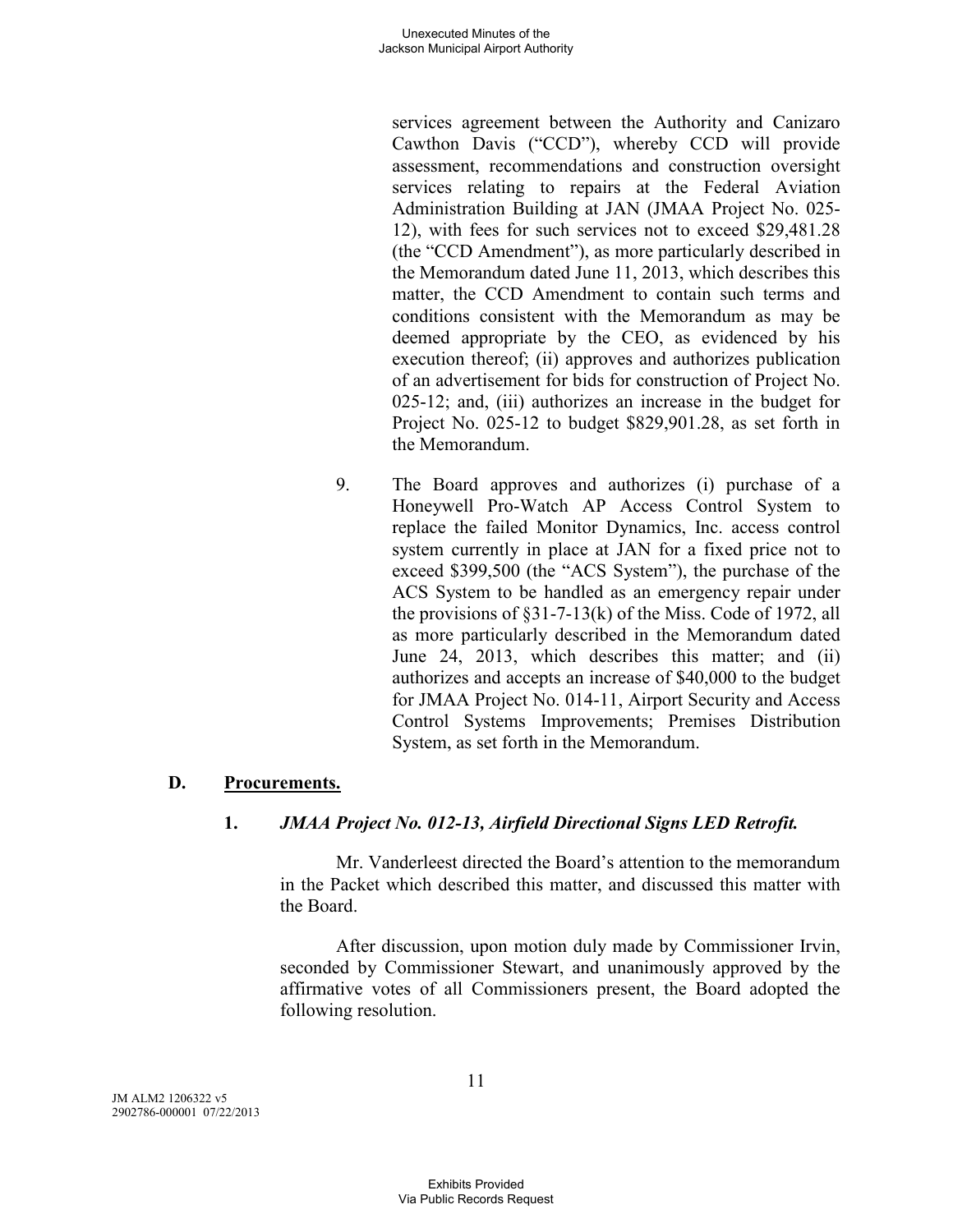services agreement between the Authority and Canizaro Cawthon Davis ("CCD"), whereby CCD will provide assessment, recommendations and construction oversight services relating to repairs at the Federal Aviation Administration Building at JAN (JMAA Project No. 025-12), with fees for such services not to exceed $29,481.28 (the "CCD Amendment"), as more particularly described in the Memorandum dated June 11, 2013, which describes this matter, the CCD Amendment to contain such terms and conditions consistent with the Memorandum as may be deemed appropriate by the CEO, as evidenced by his execution thereof; (ii) approves and authorizes publication of an advertisement for bids for construction of Project No. 025-12; and, (iii) authorizes an increase in the budget for Project No. 025-12 to budget $829,901.28, as set forth in the Memorandum.

9. The Board approves and authorizes (i) purchase of a Honeywell Pro-Watch AP Access Control System to replace the failed Monitor Dynamics, Inc. access control system currently in place at JAN for a fixed price not to exceed $399,500 (the "ACS System"), the purchase of the ACS System to be handled as an emergency repair under the provisions of §31-7-13(k) of the Miss. Code of 1972, all as more particularly described in the Memorandum dated June 24, 2013, which describes this matter; and (ii) authorizes and accepts an increase of $40,000 to the budget for JMAA Project No. 014-11, Airport Security and Access Control Systems Improvements; Premises Distribution System, as set forth in the Memorandum.

## D. Procurements.

### 1. *JMAA Project No. 012-13, Airfield Directional Signs LED Retrofit.*

Mr. Vanderleest directed the Board's attention to the memorandum in the Packet which described this matter, and discussed this matter with the Board.

After discussion, upon motion duly made by Commissioner Irvin, seconded by Commissioner Stewart, and unanimously approved by the affirmative votes of all Commissioners present, the Board adopted the following resolution.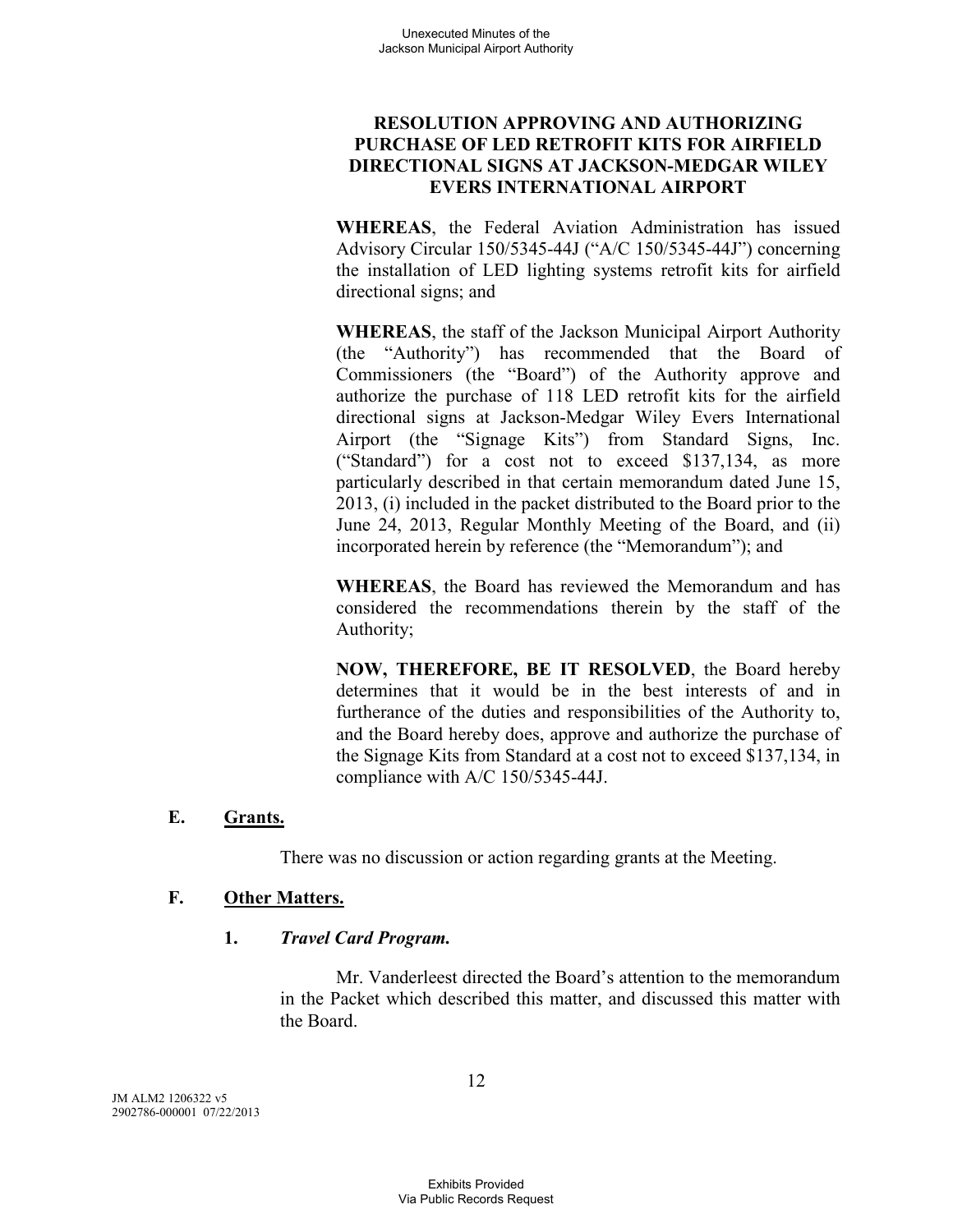**RESOLUTION APPROVING AND AUTHORIZING PURCHASE OF LED RETROFIT KITS FOR AIRFIELD DIRECTIONAL SIGNS AT JACKSON-MEDGAR WILEY EVERS INTERNATIONAL AIRPORT**

**WHEREAS**, the Federal Aviation Administration has issued Advisory Circular 150/5345-44J ("A/C 150/5345-44J") concerning the installation of LED lighting systems retrofit kits for airfield directional signs; and

**WHEREAS**, the staff of the Jackson Municipal Airport Authority (the "Authority") has recommended that the Board of Commissioners (the "Board") of the Authority approve and authorize the purchase of 118 LED retrofit kits for the airfield directional signs at Jackson-Medgar Wiley Evers International Airport (the "Signage Kits") from Standard Signs, Inc. ("Standard") for a cost not to exceed $137,134, as more particularly described in that certain memorandum dated June 15, 2013, (i) included in the packet distributed to the Board prior to the June 24, 2013, Regular Monthly Meeting of the Board, and (ii) incorporated herein by reference (the "Memorandum"); and

**WHEREAS**, the Board has reviewed the Memorandum and has considered the recommendations therein by the staff of the Authority;

**NOW, THEREFORE, BE IT RESOLVED**, the Board hereby determines that it would be in the best interests of and in furtherance of the duties and responsibilities of the Authority to, and the Board hereby does, approve and authorize the purchase of the Signage Kits from Standard at a cost not to exceed $137,134, in compliance with A/C 150/5345-44J.

## E. Grants.

There was no discussion or action regarding grants at the Meeting.

## F. Other Matters.

### 1. *Travel Card Program.*

Mr. Vanderleest directed the Board's attention to the memorandum in the Packet which described this matter, and discussed this matter with the Board.

JM ALM2 1206322 v5
2902786-000001 07/22/2013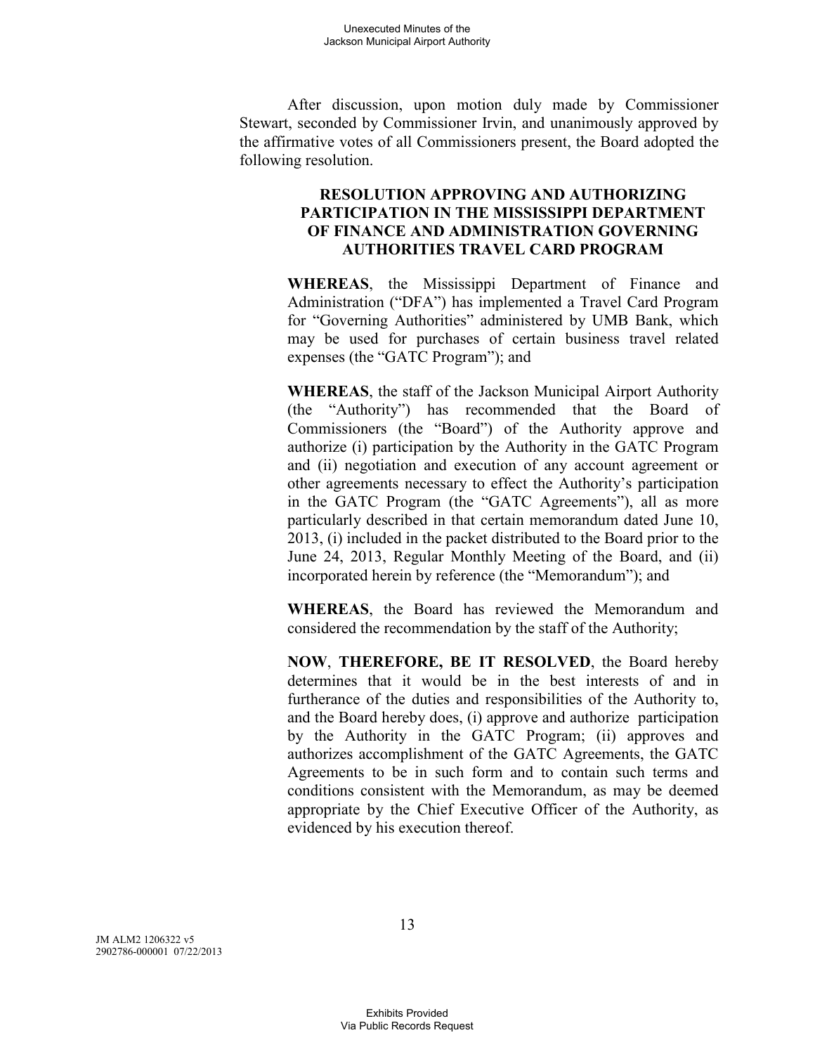After discussion, upon motion duly made by Commissioner Stewart, seconded by Commissioner Irvin, and unanimously approved by the affirmative votes of all Commissioners present, the Board adopted the following resolution.

**RESOLUTION APPROVING AND AUTHORIZING PARTICIPATION IN THE MISSISSIPPI DEPARTMENT OF FINANCE AND ADMINISTRATION GOVERNING AUTHORITIES TRAVEL CARD PROGRAM**

**WHEREAS**, the Mississippi Department of Finance and Administration ("DFA") has implemented a Travel Card Program for "Governing Authorities" administered by UMB Bank, which may be used for purchases of certain business travel related expenses (the "GATC Program"); and

**WHEREAS**, the staff of the Jackson Municipal Airport Authority (the "Authority") has recommended that the Board of Commissioners (the "Board") of the Authority approve and authorize (i) participation by the Authority in the GATC Program and (ii) negotiation and execution of any account agreement or other agreements necessary to effect the Authority's participation in the GATC Program (the "GATC Agreements"), all as more particularly described in that certain memorandum dated June 10, 2013, (i) included in the packet distributed to the Board prior to the June 24, 2013, Regular Monthly Meeting of the Board, and (ii) incorporated herein by reference (the "Memorandum"); and

**WHEREAS**, the Board has reviewed the Memorandum and considered the recommendation by the staff of the Authority;

**NOW**, **THEREFORE, BE IT RESOLVED**, the Board hereby determines that it would be in the best interests of and in furtherance of the duties and responsibilities of the Authority to, and the Board hereby does, (i) approve and authorize participation by the Authority in the GATC Program; (ii) approves and authorizes accomplishment of the GATC Agreements, the GATC Agreements to be in such form and to contain such terms and conditions consistent with the Memorandum, as may be deemed appropriate by the Chief Executive Officer of the Authority, as evidenced by his execution thereof.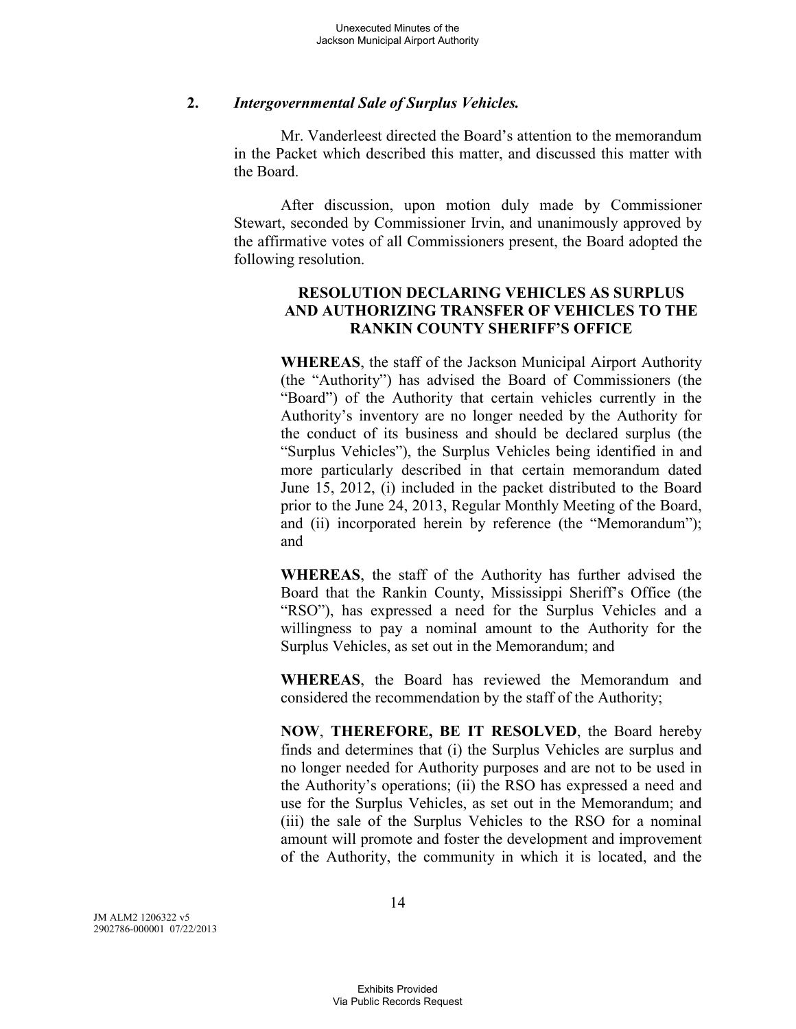**2.** ***Intergovernmental Sale of Surplus Vehicles.***

Mr. Vanderleest directed the Board's attention to the memorandum in the Packet which described this matter, and discussed this matter with the Board.

After discussion, upon motion duly made by Commissioner Stewart, seconded by Commissioner Irvin, and unanimously approved by the affirmative votes of all Commissioners present, the Board adopted the following resolution.

**RESOLUTION DECLARING VEHICLES AS SURPLUS AND AUTHORIZING TRANSFER OF VEHICLES TO THE RANKIN COUNTY SHERIFF'S OFFICE**

**WHEREAS**, the staff of the Jackson Municipal Airport Authority (the "Authority") has advised the Board of Commissioners (the "Board") of the Authority that certain vehicles currently in the Authority's inventory are no longer needed by the Authority for the conduct of its business and should be declared surplus (the "Surplus Vehicles"), the Surplus Vehicles being identified in and more particularly described in that certain memorandum dated June 15, 2012, (i) included in the packet distributed to the Board prior to the June 24, 2013, Regular Monthly Meeting of the Board, and (ii) incorporated herein by reference (the "Memorandum"); and

**WHEREAS**, the staff of the Authority has further advised the Board that the Rankin County, Mississippi Sheriff's Office (the "RSO"), has expressed a need for the Surplus Vehicles and a willingness to pay a nominal amount to the Authority for the Surplus Vehicles, as set out in the Memorandum; and

**WHEREAS**, the Board has reviewed the Memorandum and considered the recommendation by the staff of the Authority;

**NOW**, **THEREFORE, BE IT RESOLVED**, the Board hereby finds and determines that (i) the Surplus Vehicles are surplus and no longer needed for Authority purposes and are not to be used in the Authority's operations; (ii) the RSO has expressed a need and use for the Surplus Vehicles, as set out in the Memorandum; and (iii) the sale of the Surplus Vehicles to the RSO for a nominal amount will promote and foster the development and improvement of the Authority, the community in which it is located, and the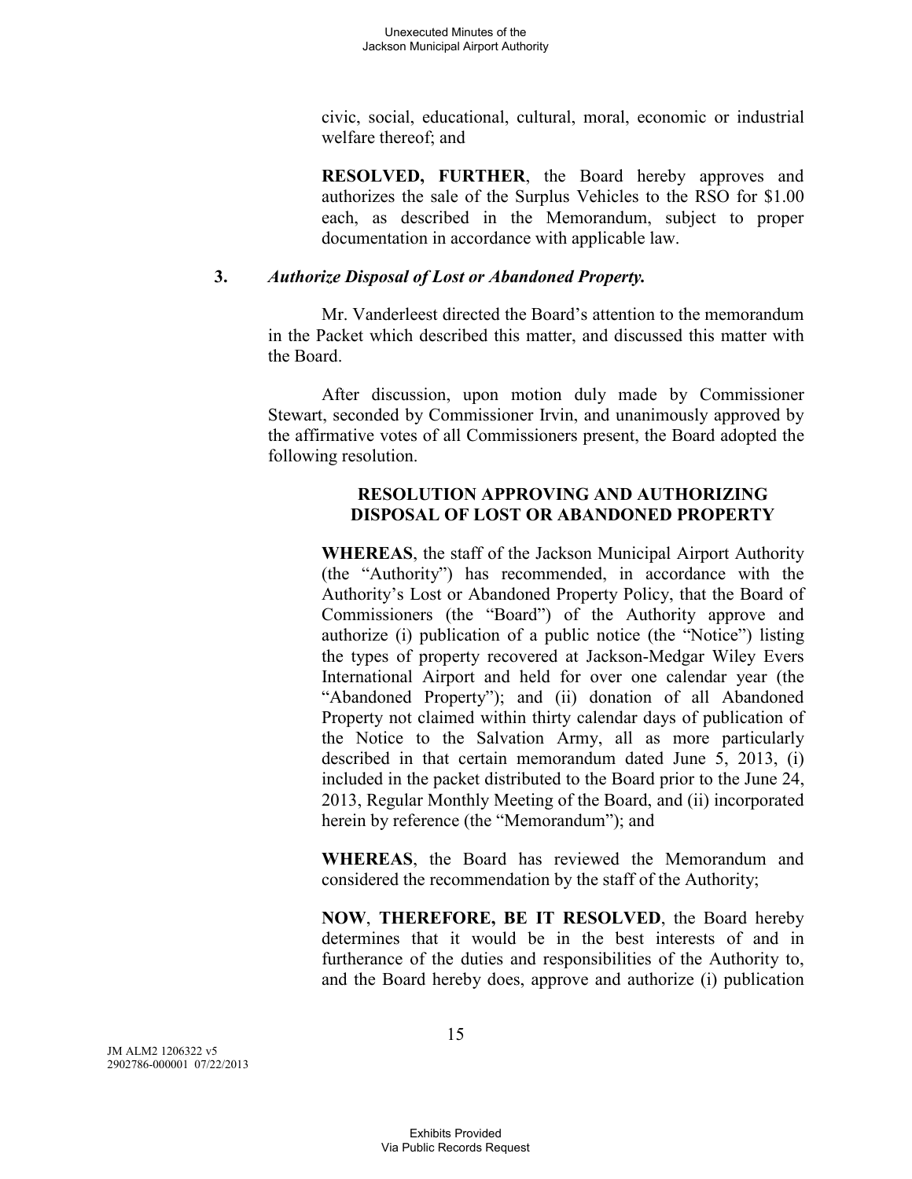civic, social, educational, cultural, moral, economic or industrial welfare thereof; and

**RESOLVED, FURTHER**, the Board hereby approves and authorizes the sale of the Surplus Vehicles to the RSO for $1.00 each, as described in the Memorandum, subject to proper documentation in accordance with applicable law.

**3.** ***Authorize Disposal of Lost or Abandoned Property.***

Mr. Vanderleest directed the Board's attention to the memorandum in the Packet which described this matter, and discussed this matter with the Board.

After discussion, upon motion duly made by Commissioner Stewart, seconded by Commissioner Irvin, and unanimously approved by the affirmative votes of all Commissioners present, the Board adopted the following resolution.

**RESOLUTION APPROVING AND AUTHORIZING DISPOSAL OF LOST OR ABANDONED PROPERTY**

**WHEREAS**, the staff of the Jackson Municipal Airport Authority (the "Authority") has recommended, in accordance with the Authority's Lost or Abandoned Property Policy, that the Board of Commissioners (the "Board") of the Authority approve and authorize (i) publication of a public notice (the "Notice") listing the types of property recovered at Jackson-Medgar Wiley Evers International Airport and held for over one calendar year (the "Abandoned Property"); and (ii) donation of all Abandoned Property not claimed within thirty calendar days of publication of the Notice to the Salvation Army, all as more particularly described in that certain memorandum dated June 5, 2013, (i) included in the packet distributed to the Board prior to the June 24, 2013, Regular Monthly Meeting of the Board, and (ii) incorporated herein by reference (the "Memorandum"); and

**WHEREAS**, the Board has reviewed the Memorandum and considered the recommendation by the staff of the Authority;

**NOW**, **THEREFORE, BE IT RESOLVED**, the Board hereby determines that it would be in the best interests of and in furtherance of the duties and responsibilities of the Authority to, and the Board hereby does, approve and authorize (i) publication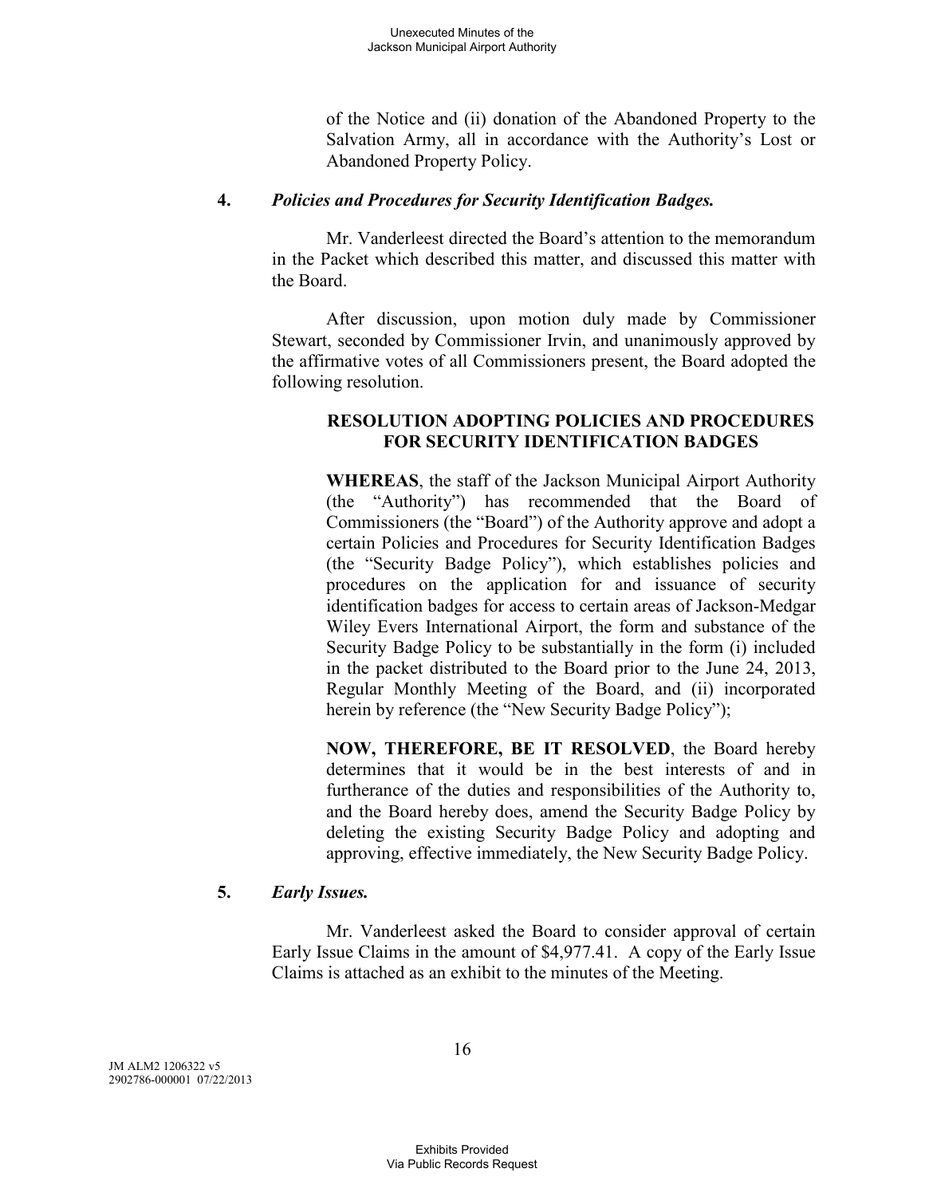of the Notice and (ii) donation of the Abandoned Property to the Salvation Army, all in accordance with the Authority's Lost or Abandoned Property Policy.

**4.** ***Policies and Procedures for Security Identification Badges.***

Mr. Vanderleest directed the Board's attention to the memorandum in the Packet which described this matter, and discussed this matter with the Board.

After discussion, upon motion duly made by Commissioner Stewart, seconded by Commissioner Irvin, and unanimously approved by the affirmative votes of all Commissioners present, the Board adopted the following resolution.

**RESOLUTION ADOPTING POLICIES AND PROCEDURES FOR SECURITY IDENTIFICATION BADGES**

**WHEREAS**, the staff of the Jackson Municipal Airport Authority (the "Authority") has recommended that the Board of Commissioners (the "Board") of the Authority approve and adopt a certain Policies and Procedures for Security Identification Badges (the "Security Badge Policy"), which establishes policies and procedures on the application for and issuance of security identification badges for access to certain areas of Jackson-Medgar Wiley Evers International Airport, the form and substance of the Security Badge Policy to be substantially in the form (i) included in the packet distributed to the Board prior to the June 24, 2013, Regular Monthly Meeting of the Board, and (ii) incorporated herein by reference (the "New Security Badge Policy");

**NOW, THEREFORE, BE IT RESOLVED**, the Board hereby determines that it would be in the best interests of and in furtherance of the duties and responsibilities of the Authority to, and the Board hereby does, amend the Security Badge Policy by deleting the existing Security Badge Policy and adopting and approving, effective immediately, the New Security Badge Policy.

**5.** ***Early Issues.***

Mr. Vanderleest asked the Board to consider approval of certain Early Issue Claims in the amount of $4,977.41. A copy of the Early Issue Claims is attached as an exhibit to the minutes of the Meeting.

JM ALM2 1206322 v5
2902786-000001 07/22/2013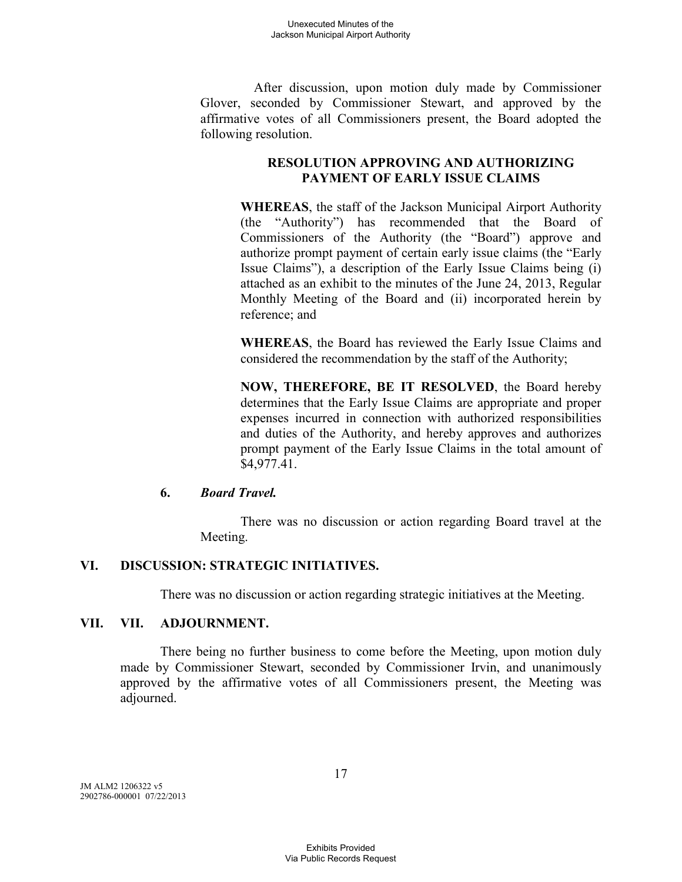After discussion, upon motion duly made by Commissioner Glover, seconded by Commissioner Stewart, and approved by the affirmative votes of all Commissioners present, the Board adopted the following resolution.

**RESOLUTION APPROVING AND AUTHORIZING PAYMENT OF EARLY ISSUE CLAIMS**

**WHEREAS**, the staff of the Jackson Municipal Airport Authority (the "Authority") has recommended that the Board of Commissioners of the Authority (the "Board") approve and authorize prompt payment of certain early issue claims (the "Early Issue Claims"), a description of the Early Issue Claims being (i) attached as an exhibit to the minutes of the June 24, 2013, Regular Monthly Meeting of the Board and (ii) incorporated herein by reference; and

**WHEREAS**, the Board has reviewed the Early Issue Claims and considered the recommendation by the staff of the Authority;

**NOW, THEREFORE, BE IT RESOLVED**, the Board hereby determines that the Early Issue Claims are appropriate and proper expenses incurred in connection with authorized responsibilities and duties of the Authority, and hereby approves and authorizes prompt payment of the Early Issue Claims in the total amount of $4,977.41.

**6.** ***Board Travel.***

There was no discussion or action regarding Board travel at the Meeting.

## VI. DISCUSSION: STRATEGIC INITIATIVES.

There was no discussion or action regarding strategic initiatives at the Meeting.

## VII. VII. ADJOURNMENT.

There being no further business to come before the Meeting, upon motion duly made by Commissioner Stewart, seconded by Commissioner Irvin, and unanimously approved by the affirmative votes of all Commissioners present, the Meeting was adjourned.

JM ALM2 1206322 v5
2902786-000001 07/22/2013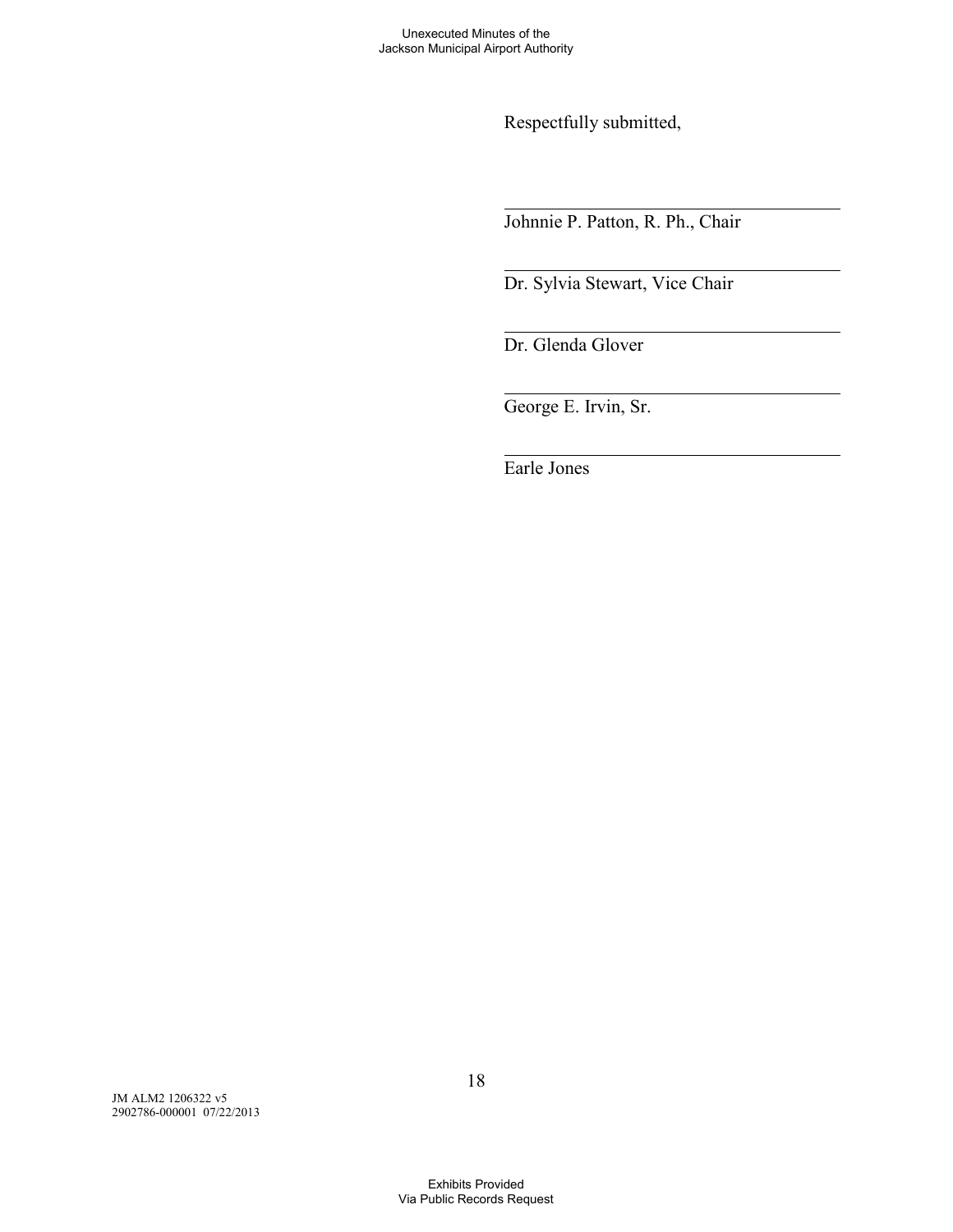Respectfully submitted,

\_\_\_\_\_\_\_\_\_\_\_\_\_\_\_\_\_\_\_\_\_\_\_\_\_\_\_\_\_\_\_\_\_\_\_\_
Johnnie P. Patton, R. Ph., Chair

\_\_\_\_\_\_\_\_\_\_\_\_\_\_\_\_\_\_\_\_\_\_\_\_\_\_\_\_\_\_\_\_\_\_\_\_
Dr. Sylvia Stewart, Vice Chair

\_\_\_\_\_\_\_\_\_\_\_\_\_\_\_\_\_\_\_\_\_\_\_\_\_\_\_\_\_\_\_\_\_\_\_\_
Dr. Glenda Glover

\_\_\_\_\_\_\_\_\_\_\_\_\_\_\_\_\_\_\_\_\_\_\_\_\_\_\_\_\_\_\_\_\_\_\_\_
George E. Irvin, Sr.

\_\_\_\_\_\_\_\_\_\_\_\_\_\_\_\_\_\_\_\_\_\_\_\_\_\_\_\_\_\_\_\_\_\_\_\_
Earle Jones

JM ALM2 1206322 v5
2902786-000001 07/22/2013